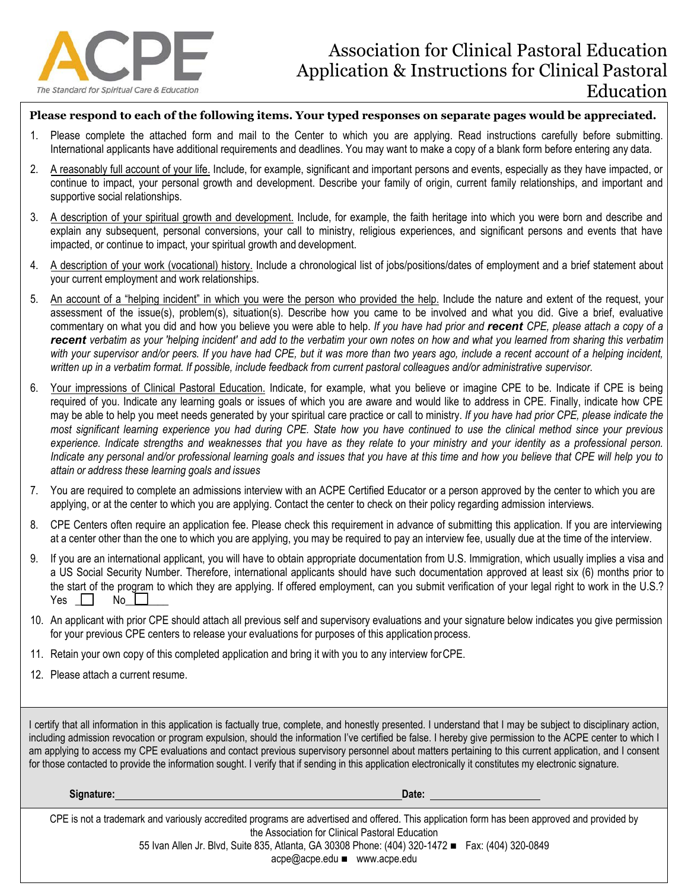ACPE

The Standard for Spiritual Care & Education

# Association for Clinical Pastoral Education Application & Instructions for Clinical Pastoral Education

**Please respond to each of the following items. Your typed responses on separate pages would be appreciated.**

1. Please complete the attached form and mail to the Center to which you are applying. Read instructions carefully before submitting. International applicants have additional requirements and deadlines. You may want to make a copy of a blank form before entering any data.
2. A reasonably full account of your life. Include, for example, significant and important persons and events, especially as they have impacted, or continue to impact, your personal growth and development. Describe your family of origin, current family relationships, and important and supportive social relationships.
3. A description of your spiritual growth and development. Include, for example, the faith heritage into which you were born and describe and explain any subsequent, personal conversions, your call to ministry, religious experiences, and significant persons and events that have impacted, or continue to impact, your spiritual growth and development.
4. A description of your work (vocational) history. Include a chronological list of jobs/positions/dates of employment and a brief statement about your current employment and work relationships.
5. An account of a "helping incident" in which you were the person who provided the help. Include the nature and extent of the request, your assessment of the issue(s), problem(s), situation(s). Describe how you came to be involved and what you did. Give a brief, evaluative commentary on what you did and how you believe you were able to help. *If you have had prior and **recent** CPE, please attach a copy of a **recent** verbatim as your 'helping incident' and add to the verbatim your own notes on how and what you learned from sharing this verbatim with your supervisor and/or peers. If you have had CPE, but it was more than two years ago, include a recent account of a helping incident, written up in a verbatim format. If possible, include feedback from current pastoral colleagues and/or administrative supervisor.*
6. Your impressions of Clinical Pastoral Education. Indicate, for example, what you believe or imagine CPE to be. Indicate if CPE is being required of you. Indicate any learning goals or issues of which you are aware and would like to address in CPE. Finally, indicate how CPE may be able to help you meet needs generated by your spiritual care practice or call to ministry. *If you have had prior CPE, please indicate the most significant learning experience you had during CPE. State how you have continued to use the clinical method since your previous experience. Indicate strengths and weaknesses that you have as they relate to your ministry and your identity as a professional person. Indicate any personal and/or professional learning goals and issues that you have at this time and how you believe that CPE will help you to attain or address these learning goals and issues*
7. You are required to complete an admissions interview with an ACPE Certified Educator or a person approved by the center to which you are applying, or at the center to which you are applying. Contact the center to check on their policy regarding admission interviews.
8. CPE Centers often require an application fee. Please check this requirement in advance of submitting this application. If you are interviewing at a center other than the one to which you are applying, you may be required to pay an interview fee, usually due at the time of the interview.
9. If you are an international applicant, you will have to obtain appropriate documentation from U.S. Immigration, which usually implies a visa and a US Social Security Number. Therefore, international applicants should have such documentation approved at least six (6) months prior to the start of the program to which they are applying. If offered employment, can you submit verification of your legal right to work in the U.S.? Yes ☐ No ☐
10. An applicant with prior CPE should attach all previous self and supervisory evaluations and your signature below indicates you give permission for your previous CPE centers to release your evaluations for purposes of this application process.
11. Retain your own copy of this completed application and bring it with you to any interview for CPE.
12. Please attach a current resume.

I certify that all information in this application is factually true, complete, and honestly presented. I understand that I may be subject to disciplinary action, including admission revocation or program expulsion, should the information I've certified be false. I hereby give permission to the ACPE center to which I am applying to access my CPE evaluations and contact previous supervisory personnel about matters pertaining to this current application, and I consent for those contacted to provide the information sought. I verify that if sending in this application electronically it constitutes my electronic signature.

**Signature:** ______________________________ **Date:** ______________

CPE is not a trademark and variously accredited programs are advertised and offered. This application form has been approved and provided by the Association for Clinical Pastoral Education
55 Ivan Allen Jr. Blvd, Suite 835, Atlanta, GA 30308 Phone: (404) 320-1472 ■ Fax: (404) 320-0849
acpe@acpe.edu ■ www.acpe.edu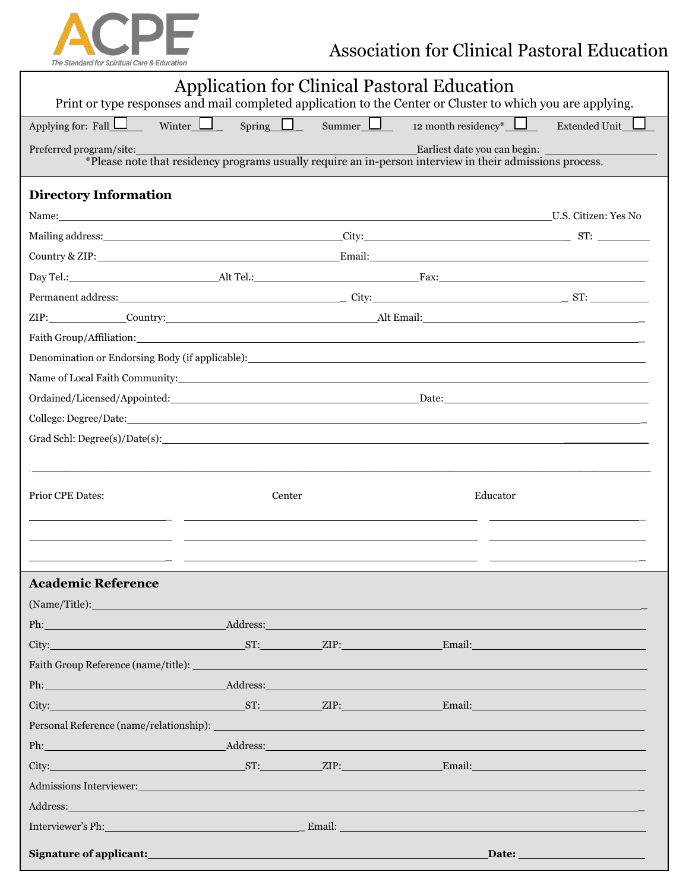ACPE
The Standard for Spiritual Care & Education

Association for Clinical Pastoral Education

# Application for Clinical Pastoral Education

Print or type responses and mail completed application to the Center or Cluster to which you are applying.

Applying for: Fall ☐ Winter ☐ Spring ☐ Summer ☐ 12 month residency* ☐ Extended Unit ☐

Preferred program/site:______________________ Earliest date you can begin: ______________

*Please note that residency programs usually require an in-person interview in their admissions process.

## Directory Information

Name:______________________________________ U.S. Citizen: Yes No

Mailing address:______________________ City:______________________ ST: ________

Country & ZIP:______________________ Email:______________________

Day Tel.:______________ Alt Tel.:______________ Fax:______________

Permanent address:______________________ City:______________________ ST: ________

ZIP:__________ Country:______________________ Alt Email:______________________

Faith Group/Affiliation:______________________________________

Denomination or Endorsing Body (if applicable):______________________________________

Name of Local Faith Community:______________________________________

Ordained/Licensed/Appointed:______________________ Date:______________________

College: Degree/Date:______________________________________

Grad Schl: Degree(s)/Date(s):______________________________________

______________________________________

| Prior CPE Dates: | Center | Educator |
|---|---|---|
| | | |
| | | |
| | | |

## Academic Reference

(Name/Title):______________________________________

Ph:______________________ Address:______________________

City:______________ ST:________ ZIP:__________ Email:______________

Faith Group Reference (name/title): ______________________________________

Ph:______________________ Address:______________________

City:______________ ST:________ ZIP:__________ Email:______________

Personal Reference (name/relationship): ______________________________________

Ph:______________________ Address:______________________

City:______________ ST:________ ZIP:__________ Email:______________

Admissions Interviewer:______________________________________

Address:______________________________________

Interviewer's Ph:______________________ Email: ______________________

**Signature of applicant:**______________________________ **Date:** ______________